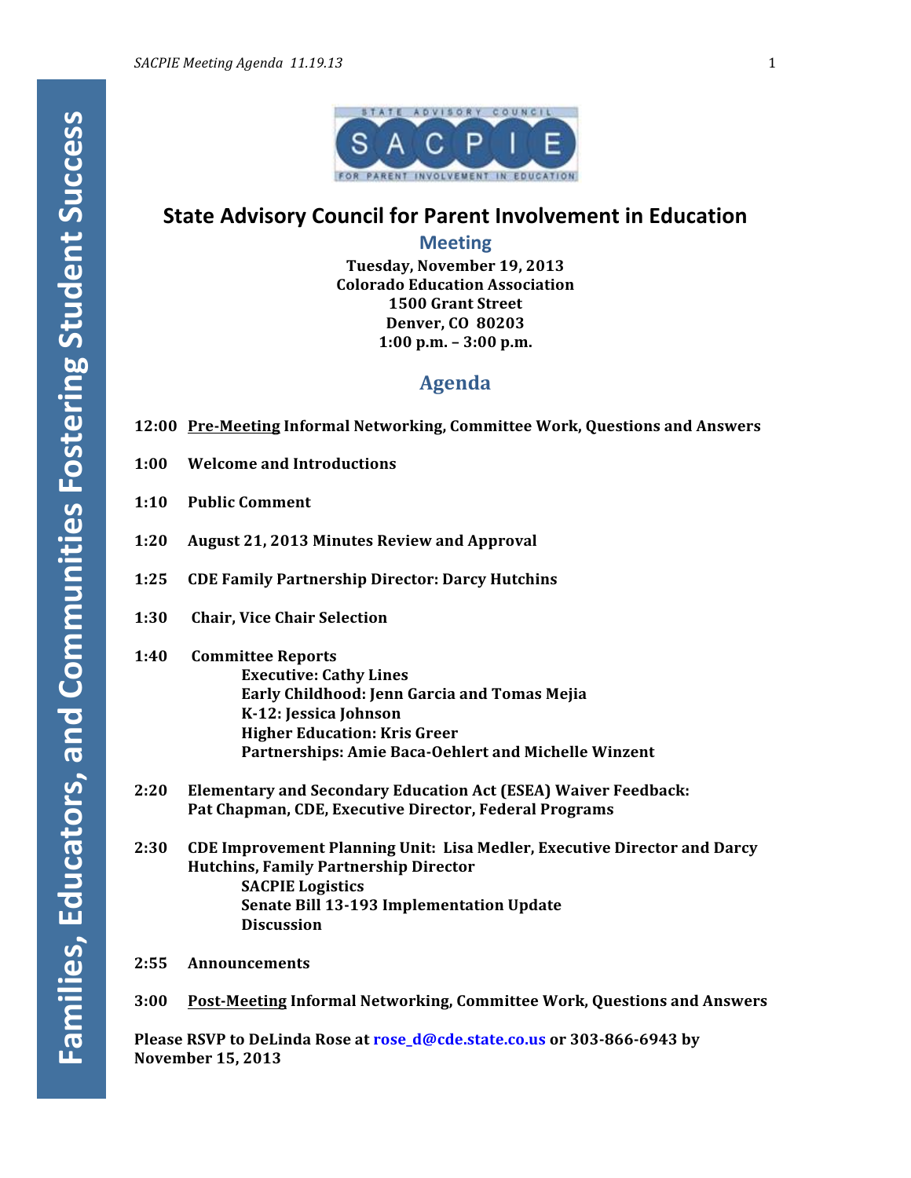# State Advisory Council for Parent Involvement in Education

## Meeting

**Tuesday, November 19, 2013**
**Colorado Education Association**
**1500 Grant Street**
**Denver, CO 80203**
**1:00 p.m. – 3:00 p.m.**

## Agenda

**12:00** **Pre-Meeting Informal Networking, Committee Work, Questions and Answers**

**1:00** **Welcome and Introductions**

**1:10** **Public Comment**

**1:20** **August 21, 2013 Minutes Review and Approval**

**1:25** **CDE Family Partnership Director: Darcy Hutchins**

**1:30** **Chair, Vice Chair Selection**

**1:40** **Committee Reports**
- **Executive: Cathy Lines**
- **Early Childhood: Jenn Garcia and Tomas Mejia**
- **K-12: Jessica Johnson**
- **Higher Education: Kris Greer**
- **Partnerships: Amie Baca-Oehlert and Michelle Winzent**

**2:20** **Elementary and Secondary Education Act (ESEA) Waiver Feedback: Pat Chapman, CDE, Executive Director, Federal Programs**

**2:30** **CDE Improvement Planning Unit: Lisa Medler, Executive Director and Darcy Hutchins, Family Partnership Director**
- **SACPIE Logistics**
- **Senate Bill 13-193 Implementation Update**
- **Discussion**

**2:55** **Announcements**

**3:00** **Post-Meeting Informal Networking, Committee Work, Questions and Answers**

**Please RSVP to DeLinda Rose at rose_d@cde.state.co.us or 303-866-6943 by November 15, 2013**

Families, Educators, and Communities Fostering Student Success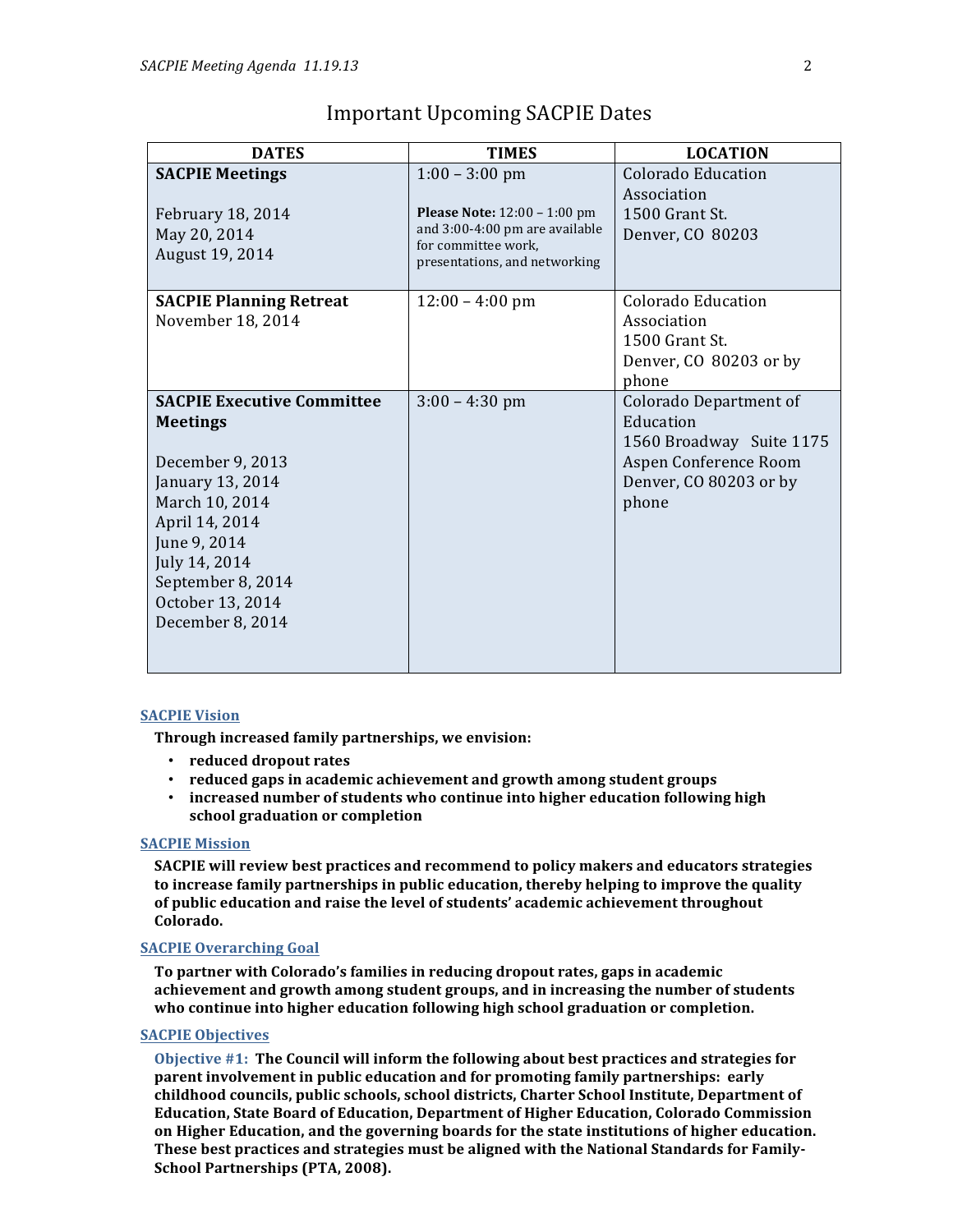## Important Upcoming SACPIE Dates

| DATES | TIMES | LOCATION |
|---|---|---|
| **SACPIE Meetings**<br><br>February 18, 2014<br>May 20, 2014<br>August 19, 2014 | 1:00 – 3:00 pm<br><br>**Please Note:** 12:00 – 1:00 pm and 3:00-4:00 pm are available for committee work, presentations, and networking | Colorado Education Association<br>1500 Grant St.<br>Denver, CO 80203 |
| **SACPIE Planning Retreat**<br>November 18, 2014 | 12:00 – 4:00 pm | Colorado Education Association<br>1500 Grant St.<br>Denver, CO 80203 or by phone |
| **SACPIE Executive Committee Meetings**<br><br>December 9, 2013<br>January 13, 2014<br>March 10, 2014<br>April 14, 2014<br>June 9, 2014<br>July 14, 2014<br>September 8, 2014<br>October 13, 2014<br>December 8, 2014 | 3:00 – 4:30 pm | Colorado Department of Education<br>1560 Broadway Suite 1175<br>Aspen Conference Room<br>Denver, CO 80203 or by phone |

### SACPIE Vision

**Through increased family partnerships, we envision:**

- **reduced dropout rates**
- **reduced gaps in academic achievement and growth among student groups**
- **increased number of students who continue into higher education following high school graduation or completion**

### SACPIE Mission

**SACPIE will review best practices and recommend to policy makers and educators strategies to increase family partnerships in public education, thereby helping to improve the quality of public education and raise the level of students' academic achievement throughout Colorado.**

### SACPIE Overarching Goal

**To partner with Colorado's families in reducing dropout rates, gaps in academic achievement and growth among student groups, and in increasing the number of students who continue into higher education following high school graduation or completion.**

### SACPIE Objectives

**Objective #1: The Council will inform the following about best practices and strategies for parent involvement in public education and for promoting family partnerships: early childhood councils, public schools, school districts, Charter School Institute, Department of Education, State Board of Education, Department of Higher Education, Colorado Commission on Higher Education, and the governing boards for the state institutions of higher education. These best practices and strategies must be aligned with the National Standards for Family-School Partnerships (PTA, 2008).**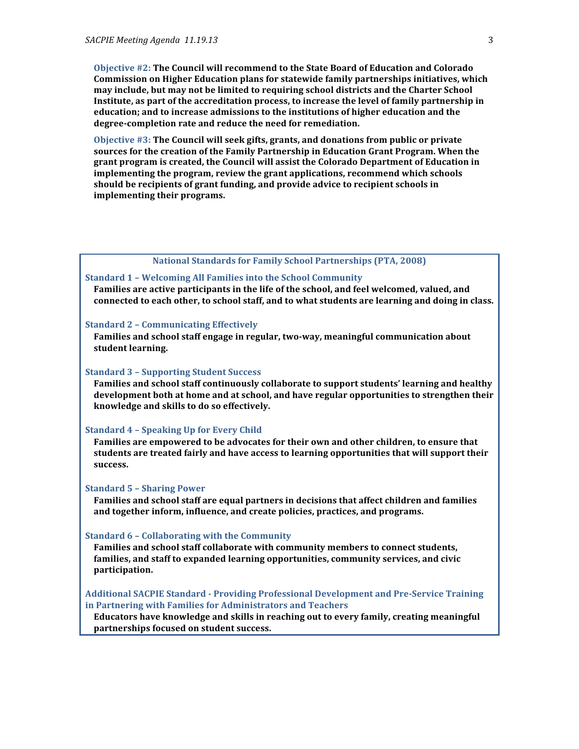**Objective #2:** **The Council will recommend to the State Board of Education and Colorado Commission on Higher Education plans for statewide family partnerships initiatives, which may include, but may not be limited to requiring school districts and the Charter School Institute, as part of the accreditation process, to increase the level of family partnership in education; and to increase admissions to the institutions of higher education and the degree-completion rate and reduce the need for remediation.**

**Objective #3:** **The Council will seek gifts, grants, and donations from public or private sources for the creation of the Family Partnership in Education Grant Program. When the grant program is created, the Council will assist the Colorado Department of Education in implementing the program, review the grant applications, recommend which schools should be recipients of grant funding, and provide advice to recipient schools in implementing their programs.**

### National Standards for Family School Partnerships (PTA, 2008)

**Standard 1 – Welcoming All Families into the School Community**

**Families are active participants in the life of the school, and feel welcomed, valued, and connected to each other, to school staff, and to what students are learning and doing in class.**

**Standard 2 – Communicating Effectively**

**Families and school staff engage in regular, two-way, meaningful communication about student learning.**

**Standard 3 – Supporting Student Success**

**Families and school staff continuously collaborate to support students' learning and healthy development both at home and at school, and have regular opportunities to strengthen their knowledge and skills to do so effectively.**

**Standard 4 – Speaking Up for Every Child**

**Families are empowered to be advocates for their own and other children, to ensure that students are treated fairly and have access to learning opportunities that will support their success.**

**Standard 5 – Sharing Power**

**Families and school staff are equal partners in decisions that affect children and families and together inform, influence, and create policies, practices, and programs.**

**Standard 6 – Collaborating with the Community**

**Families and school staff collaborate with community members to connect students, families, and staff to expanded learning opportunities, community services, and civic participation.**

**Additional SACPIE Standard - Providing Professional Development and Pre-Service Training in Partnering with Families for Administrators and Teachers**

**Educators have knowledge and skills in reaching out to every family, creating meaningful partnerships focused on student success.**